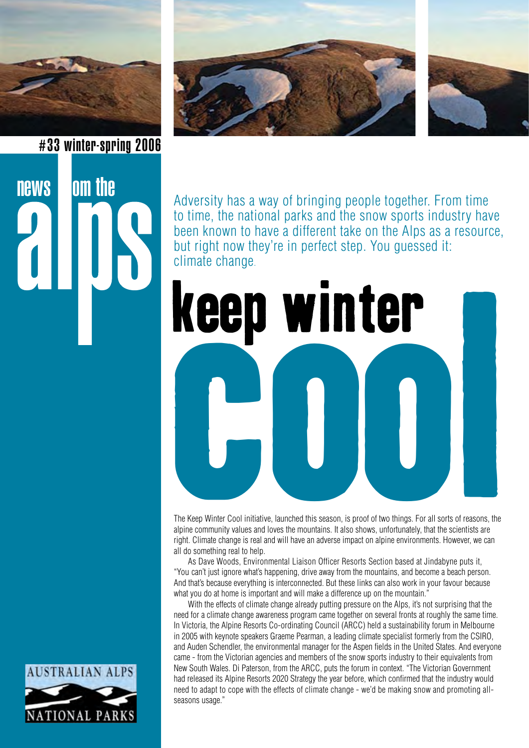#33 winter-spring 2006

# news from the alps

Adversity has a way of bringing people together. From time to time, the national parks and the snow sports industry have been known to have a different take on the Alps as a resource, but right now they're in perfect step. You guessed it: climate change.

# keep winter cool

The Keep Winter Cool initiative, launched this season, is proof of two things. For all sorts of reasons, the alpine community values and loves the mountains. It also shows, unfortunately, that the scientists are right. Climate change is real and will have an adverse impact on alpine environments. However, we can all do something real to help.

As Dave Woods, Environmental Liaison Officer Resorts Section based at Jindabyne puts it, "You can't just ignore what's happening, drive away from the mountains, and become a beach person. And that's because everything is interconnected. But these links can also work in your favour because what you do at home is important and will make a difference up on the mountain."

With the effects of climate change already putting pressure on the Alps, it's not surprising that the need for a climate change awareness program came together on several fronts at roughly the same time. In Victoria, the Alpine Resorts Co-ordinating Council (ARCC) held a sustainability forum in Melbourne in 2005 with keynote speakers Graeme Pearman, a leading climate specialist formerly from the CSIRO, and Auden Schendler, the environmental manager for the Aspen fields in the United States. And everyone came - from the Victorian agencies and members of the snow sports industry to their equivalents from New South Wales. Di Paterson, from the ARCC, puts the forum in context. "The Victorian Government had released its Alpine Resorts 2020 Strategy the year before, which confirmed that the industry would need to adapt to cope with the effects of climate change - we'd be making snow and promoting all-seasons usage."

AUSTRALIAN ALPS NATIONAL PARKS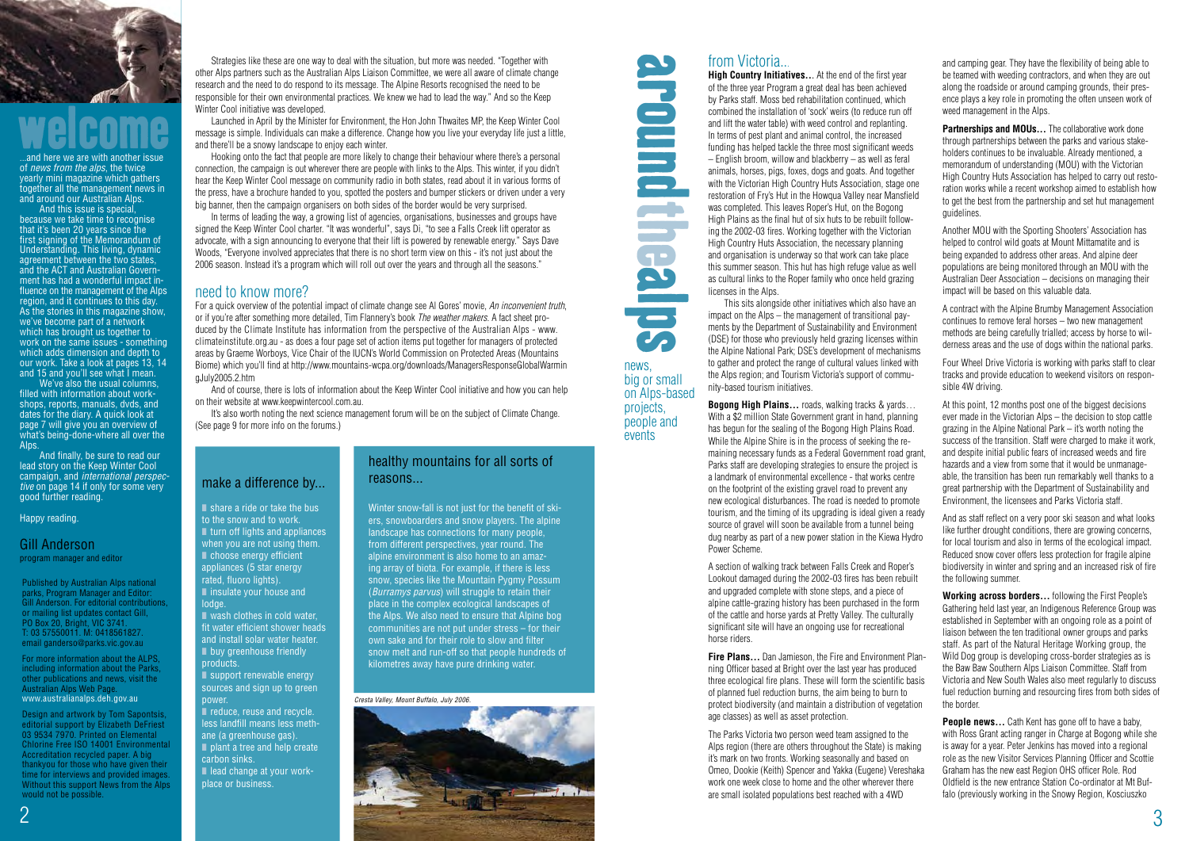# welcome

...and here we are with another issue of *news from the alps*, the twice yearly mini magazine which gathers together all the management news in and around our Australian Alps.

And this issue is special, because we take time to recognise that it's been 20 years since the first signing of the Memorandum of Understanding. This living, dynamic agreement between the two states, and the ACT and Australian Government has had a wonderful impact influence on the management of the Alps region, and it continues to this day. As the stories in this magazine show, we've become part of a network which has brought us together to work on the same issues - something which adds dimension and depth to our work. Take a look at pages 13, 14 and 15 and you'll see what I mean.

We've also the usual columns, filled with information about workshops, reports, manuals, dvds, and dates for the diary. A quick look at page 7 will give you an overview of what's being-done-where all over the Alps.

And finally, be sure to read our lead story on the Keep Winter Cool campaign, and *international perspective* on page 14 if only for some very good further reading.

Happy reading.

**Gill Anderson**
program manager and editor

Published by Australian Alps national parks, Program Manager and Editor: Gill Anderson. For editorial contributions, or mailing list updates contact Gill, PO Box 20, Bright, VIC 3741. T: 03 57550011. M: 0418561827. email ganderso@parks.vic.gov.au

For more information about the ALPS, including information about the Parks, other publications and news, visit the Australian Alps Web Page. www.australianalps.deh.gov.au

Design and artwork by Tom Sapontsis, editorial support by Elizabeth DeFriest 03 9534 7970. Printed on Elemental Chlorine Free ISO 14001 Environmental Accreditation recycled paper. A big thankyou for those who have given their time for interviews and provided images. Without this support News from the Alps would not be possible.

Strategies like these are one way to deal with the situation, but more was needed. "Together with other Alps partners such as the Australian Alps Liaison Committee, we were all aware of climate change research and the need to do respond to its message. The Alpine Resorts recognised the need to be responsible for their own environmental practices. We knew we had to lead the way." And so the Keep Winter Cool initiative was developed.

Launched in April by the Minister for Environment, the Hon John Thwaites MP, the Keep Winter Cool message is simple. Individuals can make a difference. Change how you live your everyday life just a little, and there'll be a snowy landscape to enjoy each winter.

Hooking onto the fact that people are more likely to change their behaviour where there's a personal connection, the campaign is out wherever there are people with links to the Alps. This winter, if you didn't hear the Keep Winter Cool message on community radio in both states, read about it in various forms of the press, have a brochure handed to you, spotted the posters and bumper stickers or driven under a very big banner, then the campaign organisers on both sides of the border would be very surprised.

In terms of leading the way, a growing list of agencies, organisations, businesses and groups have signed the Keep Winter Cool charter. "It was wonderful", says Di, "to see a Falls Creek lift operator as advocate, with a sign announcing to everyone that their lift is powered by renewable energy." Says Dave Woods, "Everyone involved appreciates that there is no short term view on this - it's not just about the 2006 season. Instead it's a program which will roll out over the years and through all the seasons."

## need to know more?

For a quick overview of the potential impact of climate change see Al Gores' movie, *An inconvenient truth*, or if you're after something more detailed, Tim Flannery's book *The weather makers*. A fact sheet produced by the Climate Institute has information from the perspective of the Australian Alps - www.climateinstitute.org.au - as does a four page set of action items put together for managers of protected areas by Graeme Worboys, Vice Chair of the IUCN's World Commission on Protected Areas (Mountains Biome) which you'll find at http://www.mountains-wcpa.org/downloads/ManagersResponseGlobalWarmingJuly2005.2.htm

And of course, there is lots of information about the Keep Winter Cool initiative and how you can help on their website at www.keepwintercool.com.au.

It's also worth noting the next science management forum will be on the subject of Climate Change. (See page 9 for more info on the forums.)

## make a difference by...

- share a ride or take the bus to the snow and to work.
- turn off lights and appliances when you are not using them.
- choose energy efficient appliances (5 star energy rated, fluoro lights).
- insulate your house and lodge.
- wash clothes in cold water, fit water efficient shower heads and install solar water heater.
- buy greenhouse friendly products.
- support renewable energy sources and sign up to green power.
- reduce, reuse and recycle. less landfill means less methane (a greenhouse gas).
- plant a tree and help create carbon sinks.
- lead change at your workplace or business.

## healthy mountains for all sorts of reasons...

Winter snow-fall is not just for the benefit of skiers, snowboarders and snow players. The alpine landscape has connections for many people, from different perspectives, year round. The alpine environment is also home to an amazing array of biota. For example, if there is less snow, species like the Mountain Pygmy Possum (*Burramys parvus*) will struggle to retain their place in the complex ecological landscapes of the Alps. We also need to ensure that Alpine bog communities are not put under stress – for their own sake and for their role to slow and filter snow melt and run-off so that people hundreds of kilometres away have pure drinking water.

*Cresta Valley, Mount Buffalo, July 2006.*

# aroundthealps

news, big or small on Alps-based projects, people and events

## from Victoria...

**High Country Initiatives...** At the end of the first year of the three year Program a great deal has been achieved by Parks staff. Moss bed rehabilitation continued, which combined the installation of 'sock' weirs (to reduce run off and lift the water table) with weed control and replanting. In terms of pest plant and animal control, the increased funding has helped tackle the three most significant weeds – English broom, willow and blackberry – as well as feral animals, horses, pigs, foxes, dogs and goats. And together with the Victorian High Country Huts Association, stage one restoration of Fry's Hut in the Howqua Valley near Mansfield was completed. This leaves Roper's Hut, on the Bogong High Plains as the final hut of six huts to be rebuilt following the 2002-03 fires. Working together with the Victorian High Country Huts Association, the necessary planning and organisation is underway so that work can take place this summer season. This hut has high refuge value as well as cultural links to the Roper family who once held grazing licenses in the Alps.

This sits alongside other initiatives which also have an impact on the Alps – the management of transitional payments by the Department of Sustainability and Environment (DSE) for those who previously held grazing licenses within the Alpine National Park; DSE's development of mechanisms to gather and protect the range of cultural values linked with the Alps region; and Tourism Victoria's support of community-based tourism initiatives.

**Bogong High Plains...** roads, walking tracks & yards... With a $2 million State Government grant in hand, planning has begun for the sealing of the Bogong High Plains Road. While the Alpine Shire is in the process of seeking the remaining necessary funds as a Federal Government road grant, Parks staff are developing strategies to ensure the project is a landmark of environmental excellence - that works centre on the footprint of the existing gravel road to prevent any new ecological disturbances. The road is needed to promote tourism, and the timing of its upgrading is ideal given a ready source of gravel will soon be available from a tunnel being dug nearby as part of a new power station in the Kiewa Hydro Power Scheme.

A section of walking track between Falls Creek and Roper's Lookout damaged during the 2002-03 fires has been rebuilt and upgraded complete with stone steps, and a piece of alpine cattle-grazing history has been purchased in the form of the cattle and horse yards at Pretty Valley. The culturally significant site will have an ongoing use for recreational horse riders.

**Fire Plans...** Dan Jamieson, the Fire and Environment Planning Officer based at Bright over the last year has produced three ecological fire plans. These will form the scientific basis of planned fuel reduction burns, the aim being to burn to protect biodiversity (and maintain a distribution of vegetation age classes) as well as asset protection.

The Parks Victoria two person weed team assigned to the Alps region (there are others throughout the State) is making it's mark on two fronts. Working seasonally and based on Omeo, Dookie (Keith) Spencer and Yakka (Eugene) Vereshaka work one week close to home and the other wherever there are small isolated populations best reached with a 4WD and camping gear. They have the flexibility of being able to be teamed with weeding contractors, and when they are out along the roadside or around camping grounds, their presence plays a key role in promoting the often unseen work of weed management in the Alps.

**Partnerships and MOUs...** The collaborative work done through partnerships between the parks and various stakeholders continues to be invaluable. Already mentioned, a memorandum of understanding (MOU) with the Victorian High Country Huts Association has helped to carry out restoration works while a recent workshop aimed to establish how to get the best from the partnership and set hut management guidelines.

Another MOU with the Sporting Shooters' Association has helped to control wild goats at Mount Mittamatite and is being expanded to address other areas. And alpine deer populations are being monitored through an MOU with the Australian Deer Association – decisions on managing their impact will be based on this valuable data.

A contract with the Alpine Brumby Management Association continues to remove feral horses – two new management methods are being carefully trialled; access by horse to wilderness areas and the use of dogs within the national parks.

Four Wheel Drive Victoria is working with parks staff to clear tracks and provide education to weekend visitors on responsible 4W driving.

At this point, 12 months post one of the biggest decisions ever made in the Victorian Alps – the decision to stop cattle grazing in the Alpine National Park – it's worth noting the success of the transition. Staff were charged to make it work, and despite initial public fears of increased weeds and fire hazards and a view from some that it would be unmanageable, the transition has been run remarkably well thanks to a great partnership with the Department of Sustainability and Environment, the licensees and Parks Victoria staff.

And as staff reflect on a very poor ski season and what looks like further drought conditions, there are growing concerns, for local tourism and also in terms of the ecological impact. Reduced snow cover offers less protection for fragile alpine biodiversity in winter and spring and an increased risk of fire the following summer.

**Working across borders...** following the First People's Gathering held last year, an Indigenous Reference Group was established in September with an ongoing role as a point of liaison between the ten traditional owner groups and parks staff. As part of the Natural Heritage Working group, the Wild Dog group is developing cross-border strategies as is the Baw Baw Southern Alps Liaison Committee. Staff from Victoria and New South Wales also meet regularly to discuss fuel reduction burning and resourcing fires from both sides of the border.

**People news...** Cath Kent has gone off to have a baby, with Ross Grant acting ranger in Charge at Bogong while she is away for a year. Peter Jenkins has moved into a regional role as the new Visitor Services Planning Officer and Scottie Graham has the new east Region OHS officer Role. Rod Oldfield is the new entrance Station Co-ordinator at Mt Buffalo (previously working in the Snowy Region, Kosciuszko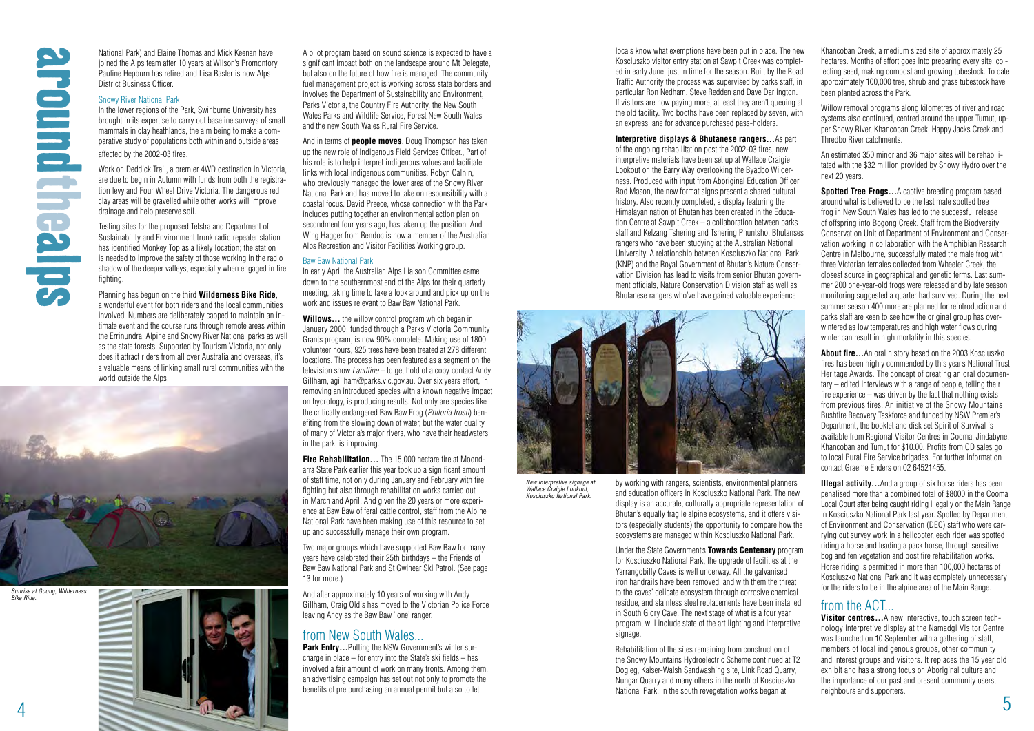# around the alps

National Park) and Elaine Thomas and Mick Keenan have joined the Alps team after 10 years at Wilson's Promontory. Pauline Hepburn has retired and Lisa Basler is now Alps District Business Officer.

### Snowy River National Park

In the lower regions of the Park, Swinburne University has brought in its expertise to carry out baseline surveys of small mammals in clay heathlands, the aim being to make a comparative study of populations both within and outside areas affected by the 2002-03 fires.

Work on Deddick Trail, a premier 4WD destination in Victoria, are due to begin in Autumn with funds from both the registration levy and Four Wheel Drive Victoria. The dangerous red clay areas will be gravelled while other works will improve drainage and help preserve soil.

Testing sites for the proposed Telstra and Department of Sustainability and Environment trunk radio repeater station has identified Monkey Top as a likely location; the station is needed to improve the safety of those working in the radio shadow of the deeper valleys, especially when engaged in fire fighting.

Planning has begun on the third **Wilderness Bike Ride**, a wonderful event for both riders and the local communities involved. Numbers are deliberately capped to maintain an intimate event and the course runs through remote areas within the Errinundra, Alpine and Snowy River National parks as well as the state forests. Supported by Tourism Victoria, not only does it attract riders from all over Australia and overseas, it's a valuable means of linking small rural communities with the world outside the Alps.

*Sunrise at Goong, Wilderness Bike Ride.*

A pilot program based on sound science is expected to have a significant impact both on the landscape around Mt Delegate, but also on the future of how fire is managed. The community fuel management project is working across state borders and involves the Department of Sustainability and Environment, Parks Victoria, the Country Fire Authority, the New South Wales Parks and Wildlife Service, Forest New South Wales and the new South Wales Rural Fire Service.

And in terms of **people moves**, Doug Thompson has taken up the new role of Indigenous Field Services Officer,. Part of his role is to help interpret indigenous values and facilitate links with local indigenous communities. Robyn Calnin, who previously managed the lower area of the Snowy River National Park and has moved to take on responsibility with a coastal focus. David Preece, whose connection with the Park includes putting together an environmental action plan on secondment four years ago, has taken up the position. And Wing Hagger from Bendoc is now a member of the Australian Alps Recreation and Visitor Facilities Working group.

### Baw Baw National Park

In early April the Australian Alps Liaison Committee came down to the southernmost end of the Alps for their quarterly meeting, taking time to take a look around and pick up on the work and issues relevant to Baw Baw National Park.

**Willows…** the willow control program which began in January 2000, funded through a Parks Victoria Community Grants program, is now 90% complete. Making use of 1800 volunteer hours, 925 trees have been treated at 278 different locations. The process has been featured as a segment on the television show *Landline* – to get hold of a copy contact Andy Gillham, agillham@parks.vic.gov.au. Over six years effort, in removing an introduced species with a known negative impact on hydrology, is producing results. Not only are species like the critically endangered Baw Baw Frog (*Philoria frosti*) benefiting from the slowing down of water, but the water quality of many of Victoria's major rivers, who have their headwaters in the park, is improving.

**Fire Rehabilitation…** The 15,000 hectare fire at Moondarra State Park earlier this year took up a significant amount of staff time, not only during January and February with fire fighting but also through rehabilitation works carried out in March and April. And given the 20 years or more experience at Baw Baw of feral cattle control, staff from the Alpine National Park have been making use of this resource to set up and successfully manage their own program.

Two major groups which have supported Baw Baw for many years have celebrated their 25th birthdays – the Friends of Baw Baw National Park and St Gwinear Ski Patrol. (See page 13 for more.)

And after approximately 10 years of working with Andy Gillham, Craig Oldis has moved to the Victorian Police Force leaving Andy as the Baw Baw 'lone' ranger.

## from New South Wales...

**Park Entry…**Putting the NSW Government's winter surcharge in place – for entry into the State's ski fields – has involved a fair amount of work on many fronts. Among them, an advertising campaign has set out not only to promote the benefits of pre purchasing an annual permit but also to let locals know what exemptions have been put in place. The new Kosciuszko visitor entry station at Sawpit Creek was completed in early June, just in time for the season. Built by the Road Traffic Authority the process was supervised by parks staff, in particular Ron Nedham, Steve Redden and Dave Darlington. If visitors are now paying more, at least they aren't queuing at the old facility. Two booths have been replaced by seven, with an express lane for advance purchased pass-holders.

**Interpretive displays & Bhutanese rangers…**As part of the ongoing rehabilitation post the 2002-03 fires, new interpretive materials have been set up at Wallace Craigie Lookout on the Barry Way overlooking the Byadbo Wilderness. Produced with input from Aboriginal Education Officer Rod Mason, the new format signs present a shared cultural history. Also recently completed, a display featuring the Himalayan nation of Bhutan has been created in the Education Centre at Sawpit Creek – a collaboration between parks staff and Kelzang Tshering and Tshering Phuntsho, Bhutanses rangers who have been studying at the Australian National University. A relationship between Kosciuszko National Park (KNP) and the Royal Government of Bhutan's Nature Conservation Division has lead to visits from senior Bhutan government officials, Nature Conservation Division staff as well as Bhutanese rangers who've have gained valuable experience by working with rangers, scientists, environmental planners and education officers in Kosciuszko National Park. The new display is an accurate, culturally appropriate representation of Bhutan's equally fragile alpine ecosystems, and it offers visitors (especially students) the opportunity to compare how the ecosystems are managed within Kosciuszko National Park.

*New interpretive signage at Wallace Craigie Lookout, Kosciuszko National Park.*

Under the State Government's **Towards Centenary** program for Kosciuszko National Park, the upgrade of facilities at the Yarrangobilly Caves is well underway. All the galvanised iron handrails have been removed, and with them the threat to the caves' delicate ecosystem through corrosive chemical residue, and stainless steel replacements have been installed in South Glory Cave. The next stage of what is a four year program, will include state of the art lighting and interpretive signage.

Rehabilitation of the sites remaining from construction of the Snowy Mountains Hydroelectric Scheme continued at T2 Dogleg, Kaiser-Walsh Sandwashing site, Link Road Quarry, Nungar Quarry and many others in the north of Kosciuszko National Park. In the south revegetation works began at Khancoban Creek, a medium sized site of approximately 25 hectares. Months of effort goes into preparing every site, collecting seed, making compost and growing tubestock. To date approximately 100,000 tree, shrub and grass tubestock have been planted across the Park.

Willow removal programs along kilometres of river and road systems also continued, centred around the upper Tumut, upper Snowy River, Khancoban Creek, Happy Jacks Creek and Thredbo River catchments.

An estimated 350 minor and 36 major sites will be rehabilitated with the $32 million provided by Snowy Hydro over the next 20 years.

**Spotted Tree Frogs…**A captive breeding program based around what is believed to be the last male spotted tree frog in New South Wales has led to the successful release of offspring into Bogong Creek. Staff from the Biodversity Conservation Unit of Department of Environment and Conservation working in collaboration with the Amphibian Research Centre in Melbourne, successfully mated the male frog with three Victorian females collected from Wheeler Creek, the closest source in geographical and genetic terms. Last summer 200 one-year-old frogs were released and by late season monitoring suggested a quarter had survived. During the next summer season 400 more are planned for reintroduction and parks staff are keen to see how the original group has overwintered as low temperatures and high water flows during winter can result in high mortality in this species.

**About fire…**An oral history based on the 2003 Kosciuszko fires has been highly commended by this year's National Trust Heritage Awards. The concept of creating an oral documentary – edited interviews with a range of people, telling their fire experience – was driven by the fact that nothing exists from previous fires. An initiative of the Snowy Mountains Bushfire Recovery Taskforce and funded by NSW Premier's Department, the booklet and disk set Spirit of Survival is available from Regional Visitor Centres in Cooma, Jindabyne, Khancoban and Tumut for $10.00. Profits from CD sales go to local Rural Fire Service brigades. For further information contact Graeme Enders on 02 64521455.

**Illegal activity…**And a group of six horse riders has been penalised more than a combined total of $8000 in the Cooma Local Court after being caught riding illegally on the Main Range in Kosciuszko National Park last year. Spotted by Department of Environment and Conservation (DEC) staff who were carrying out survey work in a helicopter, each rider was spotted riding a horse and leading a pack horse, through sensitive bog and fen vegetation and post fire rehabilitation works. Horse riding is permitted in more than 100,000 hectares of Kosciuszko National Park and it was completely unnecessary for the riders to be in the alpine area of the Main Range.

## from the ACT...

**Visitor centres…**A new interactive, touch screen technology interpretive display at the Namadgi Visitor Centre was launched on 10 September with a gathering of staff, members of local indigenous groups, other community and interest groups and visitors. It replaces the 15 year old exhibit and has a strong focus on Aboriginal culture and the importance of our past and present community users, neighbours and supporters.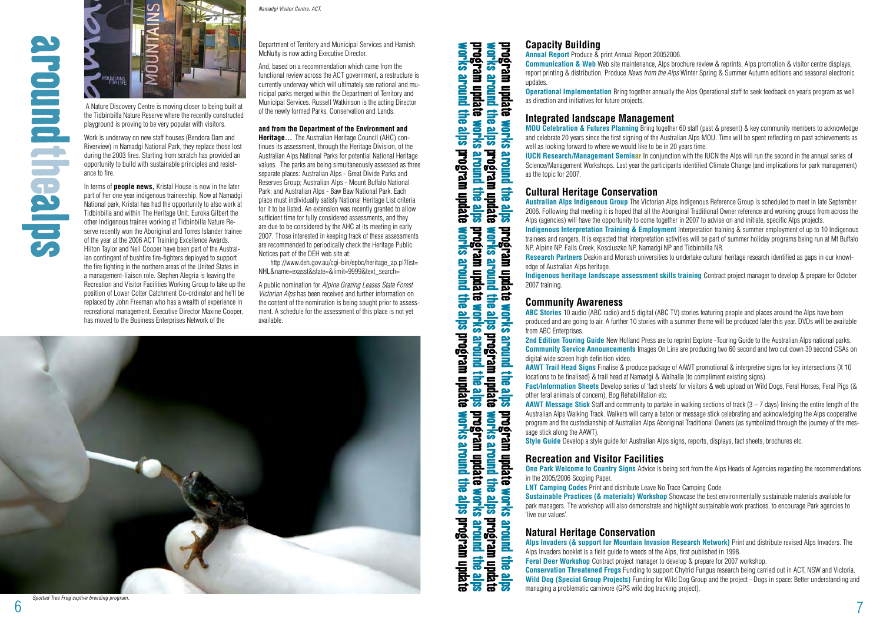# around the alps

A Nature Discovery Centre is moving closer to being built at the Tidbinbilla Nature Reserve where the recently constructed playground is proving to be very popular with visitors.

Work is underway on new staff houses (Bendora Dam and Riverview) in Namadgi National Park, they replace those lost during the 2003 fires. Starting from scratch has provided an opportunity to build with sustainable principles and resistance to fire.

In terms of **people news,** Kristal House is now in the later part of her one year indigenous traineeship. Now at Namadgi National park, Kristal has had the opportunity to also work at Tidbinbilla and within The Heritage Unit. Euroka Gilbert the other indigenous trainee working at Tidbinbilla Nature Reserve recently won the Aboriginal and Torres Islander trainee of the year at the 2006 ACT Training Excellence Awards. Hilton Taylor and Neil Cooper have been part of the Australian contingent of bushfire fire-fighters deployed to support the fire fighting in the northern areas of the United States in a management-liaison role. Stephen Alegria is leaving the Recreation and Visitor Facilities Working Group to take up the position of Lower Cotter Catchment Co-ordinator and he'll be replaced by John Freeman who has a wealth of experience in recreational management. Executive Director Maxine Cooper, has moved to the Business Enterprises Network of the Department of Territory and Municipal Services and Hamish McNulty is now acting Executive Director.

*Namadgi Visitor Centre, ACT.*

And, based on a recommendation which came from the functional review across the ACT government, a restructure is currently underway which will ultimately see national and municipal parks merged within the Department of Territory and Municipal Services. Russell Watkinson is the acting Director of the newly formed Parks, Conservation and Lands.

**and from the Department of the Environment and Heritage…** The Australian Heritage Council (AHC) continues its assessment, through the Heritage Division, of the Australian Alps National Parks for potential National Heritage values. The parks are being simultaneously assessed as three separate places: Australian Alps - Great Divide Parks and Reserves Group; Australian Alps - Mount Buffalo National Park; and Australian Alps - Baw Baw National Park. Each place must individually satisfy National Heritage List criteria for it to be listed. An extension was recently granted to allow sufficient time for fully considered assessments, and they are due to be considered by the AHC at its meeting in early 2007. Those interested in keeping track of these assessments are recommended to periodically check the Heritage Public Notices part of the DEH web site at:

http://www.deh.gov.au/cgi-bin/epbc/heritage_ap.pl?list=NHL&name=exasst&state=&limit=9999&text_search=

A public nomination for *Alpine Grazing Leases State Forest Victorian Alps* has been received and further information on the content of the nomination is being sought prior to assessment. A schedule for the assessment of this place is not yet available.

*Spotted Tree Frog captive breeding program.*

# program update works around the alps

## Capacity Building

**Annual Report** Produce & print Annual Report 20052006.

**Communication & Web** Web site maintenance, Alps brochure review & reprints, Alps promotion & visitor centre displays, report printing & distribution. Produce *News from the Alps* Winter Spring & Summer Autumn editions and seasonal electronic updates.

**Operational Implementation** Bring together annually the Alps Operational staff to seek feedback on year's program as well as direction and initiatives for future projects.

## Integrated landscape Management

**MOU Celebration & Futures Planning** Bring together 60 staff (past & present) & key community members to acknowledge and celebrate 20 years since the first signing of the Australian Alps MOU. Time will be spent reflecting on past achievements as well as looking forward to where we would like to be in 20 years time.

**IUCN Research/Management Seminar** In conjunction with the IUCN the Alps will run the second in the annual series of Science/Management Workshops. Last year the participants identified Climate Change (and implications for park management) as the topic for 2007.

## Cultural Heritage Conservation

**Australian Alps Indigenous Group** The Victorian Alps Indigenous Reference Group is scheduled to meet in late September 2006. Following that meeting it is hoped that all the Aboriginal Traditional Owner reference and working groups from across the Alps (agencies) will have the opportunity to come together in 2007 to advise on and initiate, specific Alps projects.

**Indigenous Interpretation Training & Employment** Interpretation training & summer employment of up to 10 Indigenous trainees and rangers. It is expected that interpretation activities will be part of summer holiday programs being run at Mt Buffalo NP, Alpine NP, Falls Creek, Kosciuszko NP, Namadgi NP and Tidbinbilla NR.

**Research Partners** Deakin and Monash universities to undertake cultural heritage research identified as gaps in our knowledge of Australian Alps heritage.

**Indigenous heritage landscape assessment skills training** Contract project manager to develop & prepare for October 2007 training.

## Community Awareness

**ABC Stories** 10 audio (ABC radio) and 5 digital (ABC TV) stories featuring people and places around the Alps have been produced and are going to air. A further 10 stories with a summer theme will be produced later this year. DVDs will be available from ABC Enterprises.

**2nd Edition Touring Guide** New Holland Press are to reprint Explore -Touring Guide to the Australian Alps national parks.

**Community Service Announcements** Images On Line are producing two 60 second and two cut down 30 second CSAs on digital wide screen high definition video.

**AAWT Trail Head Signs** Finalise & produce package of AAWT promotional & interpretive signs for key intersections (X 10 locations to be finalised) & trail head at Namadgi & Walhalla (to compliment existing signs).

**Fact/Information Sheets** Develop series of 'fact sheets' for visitors & web upload on Wild Dogs, Feral Horses, Feral Pigs (& other feral animals of concern), Bog Rehabilitation etc.

**AAWT Message Stick** Staff and community to partake in walking sections of track (3 – 7 days) linking the entire length of the Australian Alps Walking Track. Walkers will carry a baton or message stick celebrating and acknowledging the Alps cooperative program and the custodianship of Australian Alps Aboriginal Traditional Owners (as symbolised through the journey of the message stick along the AAWT).

**Style Guide** Develop a style guide for Australian Alps signs, reports, displays, fact sheets, brochures etc.

## Recreation and Visitor Facilities

**One Park Welcome to Country Signs** Advice is being sort from the Alps Heads of Agencies regarding the recommendations in the 2005/2006 Scoping Paper.

**LNT Camping Codes** Print and distribute Leave No Trace Camping Code.

**Sustainable Practices (& materials) Workshop** Showcase the best environmentally sustainable materials available for park managers. The workshop will also demonstrate and highlight sustainable work practices, to encourage Park agencies to 'live our values'.

## Natural Heritage Conservation

**Alps Invaders (& support for Mountain Invasion Research Network)** Print and distribute revised Alps Invaders. The Alps Invaders booklet is a field guide to weeds of the Alps, first published in 1998.

**Feral Deer Workshop** Contract project manager to develop & prepare for 2007 workshop.

**Conservation Threatened Frogs** Funding to support Chytrid Fungus research being carried out in ACT, NSW and Victoria.

**Wild Dog (Special Group Projects)** Funding for Wild Dog Group and the project - Dogs in space: Better understanding and managing a problematic carnivore (GPS wild dog tracking project).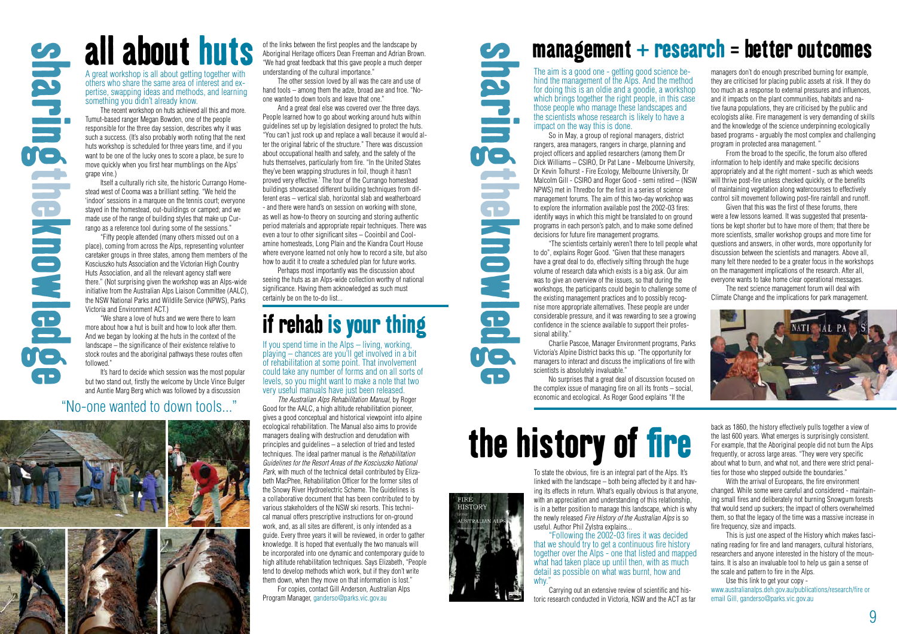# all about huts

A great workshop is all about getting together with others who share the same area of interest and expertise, swapping ideas and methods, and learning something you didn't already know.

The recent workshop on huts achieved all this and more. Tumut-based ranger Megan Bowden, one of the people responsible for the three day session, describes why it was such a success. (It's also probably worth noting that the next huts workshop is scheduled for three years time, and if you want to be one of the lucky ones to score a place, be sure to move quickly when you first hear mumblings on the Alps' grape vine.)

Itself a culturally rich site, the historic Currango Homestead west of Cooma was a brilliant setting. "We held the 'indoor' sessions in a marquee on the tennis court; everyone stayed in the homestead, out-buildings or camped; and we made use of the range of building styles that make up Currango as a reference tool during some of the sessions."

"Fifty people attended (many others missed out on a place), coming from across the Alps, representing volunteer caretaker groups in three states, among them members of the Kosciuszko huts Association and the Victorian High Country Huts Association, and all the relevant agency staff were there." (Not surprising given the workshop was an Alps-wide initiative from the Australian Alps Liaison Committee (AALC), the NSW National Parks and Wildlife Service (NPWS), Parks Victoria and Environment ACT.)

"We share a love of huts and we were there to learn more about how a hut is built and how to look after them. And we began by looking at the huts in the context of the landscape – the significance of their existence relative to stock routes and the aboriginal pathways these routes often followed."

It's hard to decide which session was the most popular but two stand out, firstly the welcome by Uncle Vince Bulger and Auntie Marg Berg which was followed by a discussion of the links between the first peoples and the landscape by Aboriginal Heritage officers Dean Freeman and Adrian Brown. "We had great feedback that this gave people a much deeper understanding of the cultural importance."

The other session loved by all was the care and use of hand tools – among them the adze, broad axe and froe. "No-one wanted to down tools and leave that one."

And a great deal else was covered over the three days. People learned how to go about working around huts within guidelines set up by legislation designed to protect the huts. "You can't just rock up and replace a wall because it would alter the original fabric of the structure." There was discussion about occupational health and safety, and the safety of the huts themselves, particularly from fire. "In the United States they've been wrapping structures in foil, though it hasn't proved very effective.' The tour of the Currango homestead buildings showcased different building techniques from different eras – vertical slab, horizontal slab and weatherboard - and there were hand's on session on working with stone, as well as how-to theory on sourcing and storing authentic period materials and appropriate repair techniques. There was even a tour to other significant sites – Cooinbil and Coolamine homesteads, Long Plain and the Kiandra Court House where everyone learned not only how to record a site, but also how to audit it to create a scheduled plan for future works.

Perhaps most importantly was the discussion about seeing the huts as an Alps-wide collection worthy of national significance. Having them acknowledged as such must certainly be on the to-do list...

"No-one wanted to down tools..."

# if rehab is your thing

If you spend time in the Alps – living, working, playing – chances are you'll get involved in a bit of rehabilitation at some point. That involvement could take any number of forms and on all sorts of levels, so you might want to make a note that two very useful manuals have just been released.

*The Australian Alps Rehabilitation Manual*, by Roger Good for the AALC, a high altitude rehabilitation pioneer, gives a good conceptual and historical viewpoint into alpine ecological rehabilitation. The Manual also aims to provide managers dealing with destruction and denudation with principles and guidelines – a selection of tried and tested techniques. The ideal partner manual is the *Rehabilitation Guidelines for the Resort Areas of the Kosciuszko National Park*, with much of the technical detail contributed by Elizabeth MacPhee, Rehabilitation Officer for the former sites of the Snowy River Hydroelectric Scheme. The Guidelines is a collaborative document that has been contributed to by various stakeholders of the NSW ski resorts. This technical manual offers prescriptive instructions for on-ground work, and, as all sites are different, is only intended as a guide. Every three years it will be reviewed, in order to gather knowledge. It is hoped that eventually the two manuals will be incorporated into one dynamic and contemporary guide to high altitude rehabilitation techniques. Says Elizabeth, "People tend to develop methods which work, but if they don't write them down, when they move on that information is lost."

For copies, contact Gill Anderson, Australian Alps Program Manager, ganderso@parks.vic.gov.au

# management + research = better outcomes

The aim is a good one - getting good science behind the management of the Alps. And the method for doing this is an oldie and a goodie, a workshop which brings together the right people, in this case those people who manage these landscapes and the scientists whose research is likely to have a impact on the way this is done.

So in May, a group of regional managers, district rangers, area managers, rangers in charge, planning and project officers and applied researchers (among them Dr Dick Williams – CSIRO, Dr Pat Lane - Melbourne University, Dr Kevin Tolhurst - Fire Ecology, Melbourne University, Dr Malcolm Gill - CSIRO and Roger Good - semi retired – (NSW NPWS) met in Thredbo for the first in a series of science management forums. The aim of this two-day workshop was to explore the information available post the 2002-03 fires: identify ways in which this might be translated to on ground programs in each person's patch, and to make some defined decisions for future fire management programs.

"The scientists certainly weren't there to tell people what to do", explains Roger Good. "Given that these managers have a great deal to do, effectively sifting through the huge volume of research data which exists is a big ask. Our aim was to give an overview of the issues, so that during the workshops, the participants could begin to challenge some of the existing management practices and to possibly recognise more appropriate alternatives. These people are under considerable pressure, and it was rewarding to see a growing confidence in the science available to support their professional ability."

Charlie Pascoe, Manager Environment programs, Parks Victoria's Alpine District backs this up. "The opportunity for managers to interact and discuss the implications of fire with scientists is absolutely invaluable."

No surprises that a great deal of discussion focused on the complex issue of managing fire on all its fronts – social, economic and ecological. As Roger Good explains "If the managers don't do enough prescribed burning for example, they are criticised for placing public assets at risk. If they do too much as a response to external pressures and influences, and it impacts on the plant communities, habitats and native fauna populations, they are criticised by the public and ecologists alike. Fire management is very demanding of skills and the knowledge of the science underpinning ecologically based programs - arguably the most complex and challenging program in protected area management. "

From the broad to the specific, the forum also offered information to help identify and make specific decisions appropriately and at the right moment - such as which weeds will thrive post-fire unless checked quickly, or the benefits of maintaining vegetation along watercourses to effectively control silt movement following post-fire rainfall and runoff.

Given that this was the first of these forums, there were a few lessons learned. It was suggested that presentations be kept shorter but to have more of them; that there be more scientists, smaller workshop groups and more time for questions and answers, in other words, more opportunity for discussion between the scientists and managers. Above all, many felt there needed to be a greater focus in the workshops on the management implications of the research. After all, everyone wants to take home clear operational messages.

The next science management forum will deal with Climate Change and the implications for park management.

# the history of fire

To state the obvious, fire is an integral part of the Alps. It's linked with the landscape – both being affected by it and having its effects in return. What's equally obvious is that anyone, with an appreciation and understanding of this relationship, is in a better position to manage this landscape, which is why the newly released *Fire History of the Australian Alps* is so useful. Author Phil Zylstra explains...

"Following the 2002-03 fires it was decided that we should try to get a continuous fire history together over the Alps - one that listed and mapped what had taken place up until then, with as much detail as possible on what was burnt, how and why."

Carrying out an extensive review of scientific and historic research conducted in Victoria, NSW and the ACT as far back as 1860, the history effectively pulls together a view of the last 600 years. What emerges is surprisingly consistent. For example, that the Aboriginal people did not burn the Alps frequently, or across large areas. "They were very specific about what to burn, and what not, and there were strict penalties for those who stepped outside the boundaries."

With the arrival of Europeans, the fire environment changed. While some were careful and considered - maintaining small fires and deliberately not burning Snowgum forests that would send up suckers; the impact of others overwhelmed them, so that the legacy of the time was a massive increase in fire frequency, size and impacts.

This is just one aspect of the History which makes fascinating reading for fire and land managers, cultural historians, researchers and anyone interested in the history of the mountains. It is also an invaluable tool to help us gain a sense of the scale and pattern to fire in the Alps.

Use this link to get your copy - www.australianalps.deh.gov.au/publications/research/fire or email Gill, ganderso@parks.vic.gov.au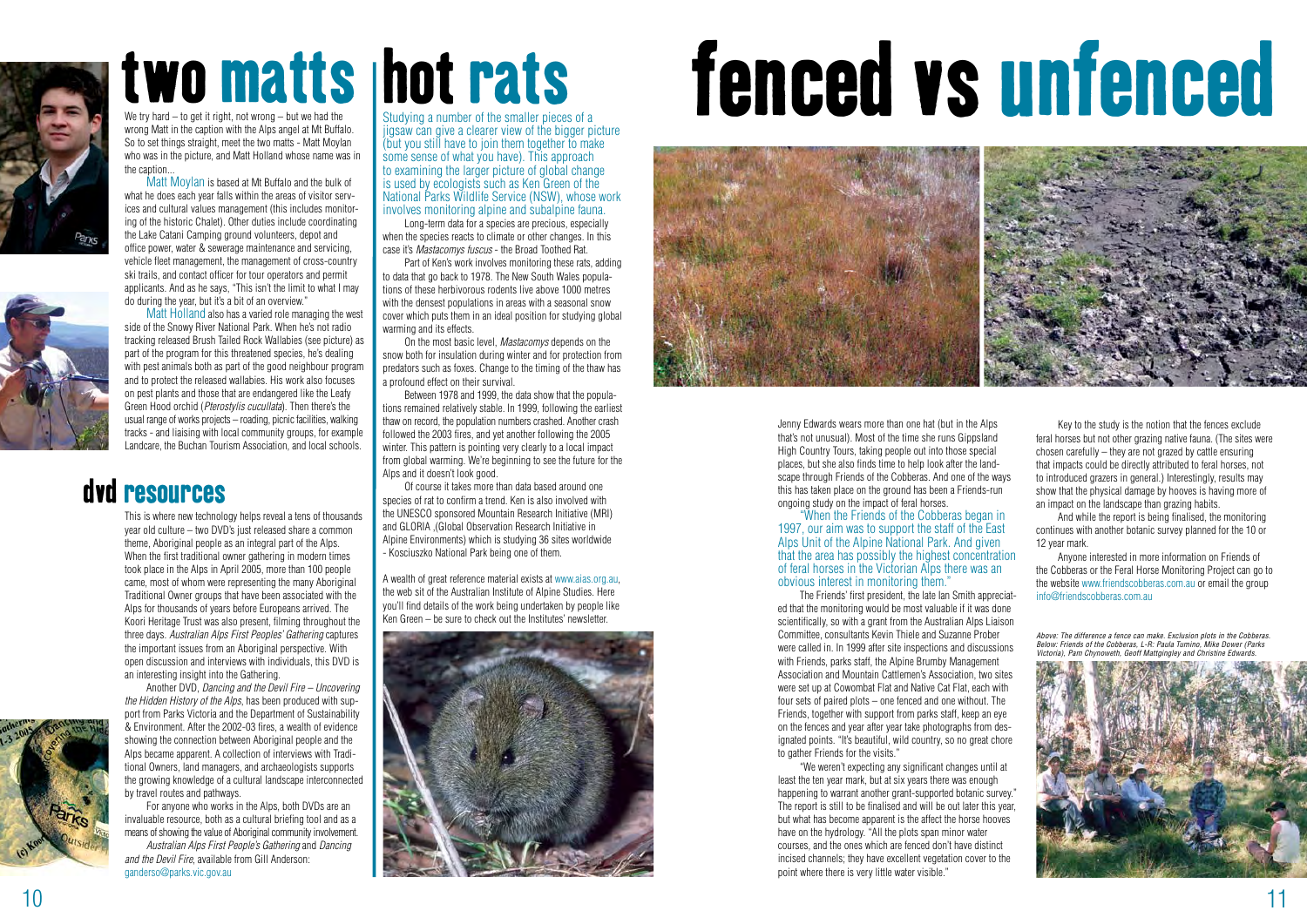# two matts

We try hard – to get it right, not wrong – but we had the wrong Matt in the caption with the Alps angel at Mt Buffalo. So to set things straight, meet the two matts - Matt Moylan who was in the picture, and Matt Holland whose name was in the caption...

Matt Moylan is based at Mt Buffalo and the bulk of what he does each year falls within the areas of visitor services and cultural values management (this includes monitoring of the historic Chalet). Other duties include coordinating the Lake Catani Camping ground volunteers, depot and office power, water & sewerage maintenance and servicing, vehicle fleet management, the management of cross-country ski trails, and contact officer for tour operators and permit applicants. And as he says, "This isn't the limit to what I may do during the year, but it's a bit of an overview."

Matt Holland also has a varied role managing the west side of the Snowy River National Park. When he's not radio tracking released Brush Tailed Rock Wallabies (see picture) as part of the program for this threatened species, he's dealing with pest animals both as part of the good neighbour program and to protect the released wallabies. His work also focuses on pest plants and those that are endangered like the Leafy Green Hood orchid (*Pterostylis cucullata*). Then there's the usual range of works projects – roading, picnic facilities, walking tracks - and liaising with local community groups, for example Landcare, the Buchan Tourism Association, and local schools.

## dvd resources

This is where new technology helps reveal a tens of thousands year old culture – two DVD's just released share a common theme, Aboriginal people as an integral part of the Alps. When the first traditional owner gathering in modern times took place in the Alps in April 2005, more than 100 people came, most of whom were representing the many Aboriginal Traditional Owner groups that have been associated with the Alps for thousands of years before Europeans arrived. The Koori Heritage Trust was also present, filming throughout the three days. *Australian Alps First Peoples' Gathering* captures the important issues from an Aboriginal perspective. With open discussion and interviews with individuals, this DVD is an interesting insight into the Gathering.

Another DVD, *Dancing and the Devil Fire – Uncovering the Hidden History of the Alps*, has been produced with support from Parks Victoria and the Department of Sustainability & Environment. After the 2002-03 fires, a wealth of evidence showing the connection between Aboriginal people and the Alps became apparent. A collection of interviews with Traditional Owners, land managers, and archaeologists supports the growing knowledge of a cultural landscape interconnected by travel routes and pathways.

For anyone who works in the Alps, both DVDs are an invaluable resource, both as a cultural briefing tool and as a means of showing the value of Aboriginal community involvement.

*Australian Alps First People's Gathering* and *Dancing and the Devil Fire*, available from Gill Anderson: ganderso@parks.vic.gov.au

# hot rats

Studying a number of the smaller pieces of a jigsaw can give a clearer view of the bigger picture (but you still have to join them together to make some sense of what you have). This approach to examining the larger picture of global change is used by ecologists such as Ken Green of the National Parks Wildlife Service (NSW), whose work involves monitoring alpine and subalpine fauna.

Long-term data for a species are precious, especially when the species reacts to climate or other changes. In this case it's *Mastacomys fuscus* - the Broad Toothed Rat.

Part of Ken's work involves monitoring these rats, adding to data that go back to 1978. The New South Wales populations of these herbivorous rodents live above 1000 metres with the densest populations in areas with a seasonal snow cover which puts them in an ideal position for studying global warming and its effects.

On the most basic level, *Mastacomys* depends on the snow both for insulation during winter and for protection from predators such as foxes. Change to the timing of the thaw has a profound effect on their survival.

Between 1978 and 1999, the data show that the populations remained relatively stable. In 1999, following the earliest thaw on record, the population numbers crashed. Another crash followed the 2003 fires, and yet another following the 2005 winter. This pattern is pointing very clearly to a local impact from global warming. We're beginning to see the future for the Alps and it doesn't look good.

Of course it takes more than data based around one species of rat to confirm a trend. Ken is also involved with the UNESCO sponsored Mountain Research Initiative (MRI) and GLORIA ,(Global Observation Research Initiative in Alpine Environments) which is studying 36 sites worldwide - Kosciuszko National Park being one of them.

A wealth of great reference material exists at www.aias.org.au, the web sit of the Australian Institute of Alpine Studies. Here you'll find details of the work being undertaken by people like Ken Green – be sure to check out the Institutes' newsletter.

# fenced vs unfenced

Jenny Edwards wears more than one hat (but in the Alps that's not unusual). Most of the time she runs Gippsland High Country Tours, taking people out into those special places, but she also finds time to help look after the landscape through Friends of the Cobberas. And one of the ways this has taken place on the ground has been a Friends-run ongoing study on the impact of feral horses.

"When the Friends of the Cobberas began in 1997, our aim was to support the staff of the East Alps Unit of the Alpine National Park. And given that the area has possibly the highest concentration of feral horses in the Victorian Alps there was an obvious interest in monitoring them."

The Friends' first president, the late Ian Smith appreciated that the monitoring would be most valuable if it was done scientifically, so with a grant from the Australian Alps Liaison Committee, consultants Kevin Thiele and Suzanne Prober were called in. In 1999 after site inspections and discussions with Friends, parks staff, the Alpine Brumby Management Association and Mountain Cattlemen's Association, two sites were set up at Cowombat Flat and Native Cat Flat, each with four sets of paired plots – one fenced and one without. The Friends, together with support from parks staff, keep an eye on the fences and year after year take photographs from designated points. "It's beautiful, wild country, so no great chore to gather Friends for the visits."

"We weren't expecting any significant changes until at least the ten year mark, but at six years there was enough happening to warrant another grant-supported botanic survey." The report is still to be finalised and will be out later this year, but what has become apparent is the affect the horse hooves have on the hydrology. "All the plots span minor water courses, and the ones which are fenced don't have distinct incised channels; they have excellent vegetation cover to the point where there is very little water visible."

Key to the study is the notion that the fences exclude feral horses but not other grazing native fauna. (The sites were chosen carefully – they are not grazed by cattle ensuring that impacts could be directly attributed to feral horses, not to introduced grazers in general.) Interestingly, results may show that the physical damage by hooves is having more of an impact on the landscape than grazing habits.

And while the report is being finalised, the monitoring continues with another botanic survey planned for the 10 or 12 year mark.

Anyone interested in more information on Friends of the Cobberas or the Feral Horse Monitoring Project can go to the website www.friendscobberas.com.au or email the group info@friendscobberas.com.au

*Above: The difference a fence can make. Exclusion plots in the Cobberas. Below: Friends of the Cobberas. L-R: Paula Tumino, Mike Dower (Parks Victoria), Pam Chynoweth, Geoff Mattgingley and Christine Edwards.*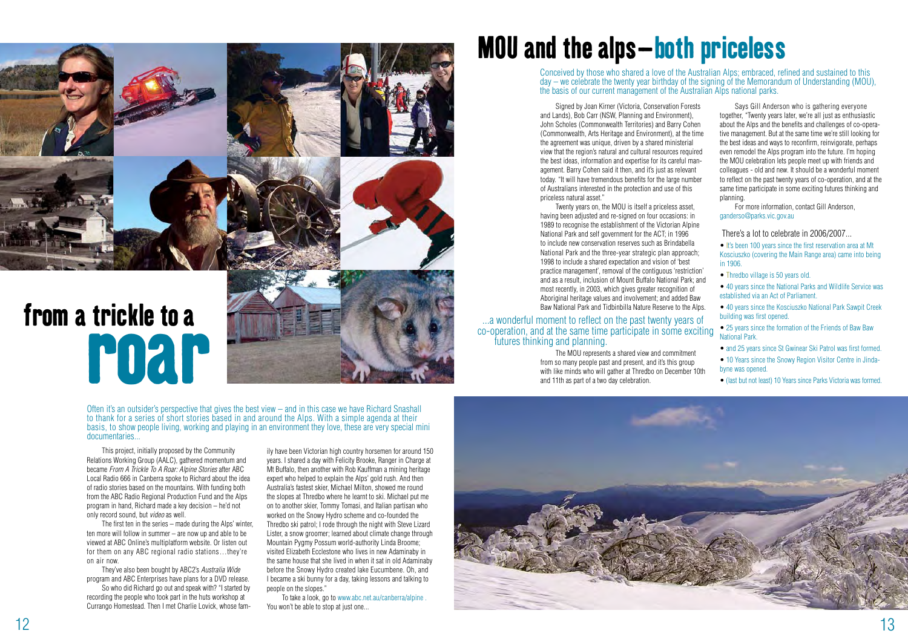# from a trickle to a roar

Often it's an outsider's perspective that gives the best view – and in this case we have Richard Snashall to thank for a series of short stories based in and around the Alps. With a simple agenda at their basis, to show people living, working and playing in an environment they love, these are very special mini documentaries...

This project, initially proposed by the Community Relations Working Group (AALC), gathered momentum and became *From A Trickle To A Roar: Alpine Stories* after ABC Local Radio 666 in Canberra spoke to Richard about the idea of radio stories based on the mountains. With funding both from the ABC Radio Regional Production Fund and the Alps program in hand, Richard made a key decision – he'd not only record sound, but *video* as well.

The first ten in the series – made during the Alps' winter, ten more will follow in summer – are now up and able to be viewed at ABC Online's multiplatform website. Or listen out for them on any ABC regional radio stations…they're on air now.

They've also been bought by ABC2's *Australia Wide* program and ABC Enterprises have plans for a DVD release.

So who did Richard go out and speak with? "I started by recording the people who took part in the huts workshop at Currango Homestead. Then I met Charlie Lovick, whose family have been Victorian high country horsemen for around 150 years. I shared a day with Felicity Brooke, Ranger in Charge at Mt Buffalo, then another with Rob Kauffman a mining heritage expert who helped to explain the Alps' gold rush. And then Australia's fastest skier, Michael Milton, showed me round the slopes at Thredbo where he learnt to ski. Michael put me on to another skier, Tommy Tomasi, and Italian partisan who worked on the Snowy Hydro scheme and co-founded the Thredbo ski patrol; I rode through the night with Steve Lizard Lister, a snow groomer; learned about climate change through Mountain Pygmy Possum world-authority Linda Broome; visited Elizabeth Ecclestone who lives in new Adaminaby in the same house that she lived in when it sat in old Adaminaby before the Snowy Hydro created lake Eucumbene. Oh, and I became a ski bunny for a day, taking lessons and talking to people on the slopes."

To take a look, go to www.abc.net.au/canberra/alpine . You won't be able to stop at just one...

# MOU and the alps – both priceless

Conceived by those who shared a love of the Australian Alps; embraced, refined and sustained to this day – we celebrate the twenty year birthday of the signing of the Memorandum of Understanding (MOU), the basis of our current management of the Australian Alps national parks.

Signed by Joan Kirner (Victoria, Conservation Forests and Lands), Bob Carr (NSW, Planning and Environment), John Scholes (Commonwealth Territories) and Barry Cohen (Commonwealth, Arts Heritage and Environment), at the time the agreement was unique, driven by a shared ministerial view that the region's natural and cultural resources required the best ideas, information and expertise for its careful management. Barry Cohen said it then, and it's just as relevant today. "It will have tremendous benefits for the large number of Australians interested in the protection and use of this priceless natural asset."

Twenty years on, the MOU is itself a priceless asset, having been adjusted and re-signed on four occasions: in 1989 to recognise the establishment of the Victorian Alpine National Park and self government for the ACT; in 1996 to include new conservation reserves such as Brindabella National Park and the three-year strategic plan approach; 1998 to include a shared expectation and vision of 'best practice management', removal of the contiguous 'restriction' and as a result, inclusion of Mount Buffalo National Park; and most recently, in 2003, which gives greater recognition of Aboriginal heritage values and involvement; and added Baw Baw National Park and Tidbinbilla Nature Reserve to the Alps.

...a wonderful moment to reflect on the past twenty years of co-operation, and at the same time participate in some exciting futures thinking and planning.

The MOU represents a shared view and commitment from so many people past and present, and it's this group with like minds who will gather at Thredbo on December 10th and 11th as part of a two day celebration.

Says Gill Anderson who is gathering everyone together, "Twenty years later, we're all just as enthusiastic about the Alps and the benefits and challenges of co-operative management. But at the same time we're still looking for the best ideas and ways to reconfirm, reinvigorate, perhaps even remodel the Alps program into the future. I'm hoping the MOU celebration lets people meet up with friends and colleagues - old and new. It should be a wonderful moment to reflect on the past twenty years of co-operation, and at the same time participate in some exciting futures thinking and planning.

For more information, contact Gill Anderson, ganderso@parks.vic.gov.au

### There's a lot to celebrate in 2006/2007...

- It's been 100 years since the first reservation area at Mt Kosciuszko (covering the Main Range area) came into being in 1906.
- Thredbo village is 50 years old.
- 40 years since the National Parks and Wildlife Service was established via an Act of Parliament.
- 40 years since the Kosciuszko National Park Sawpit Creek building was first opened.
- 25 years since the formation of the Friends of Baw Baw National Park.
- and 25 years since St Gwinear Ski Patrol was first formed.
- 10 Years since the Snowy Region Visitor Centre in Jindabyne was opened.
- (last but not least) 10 Years since Parks Victoria was formed.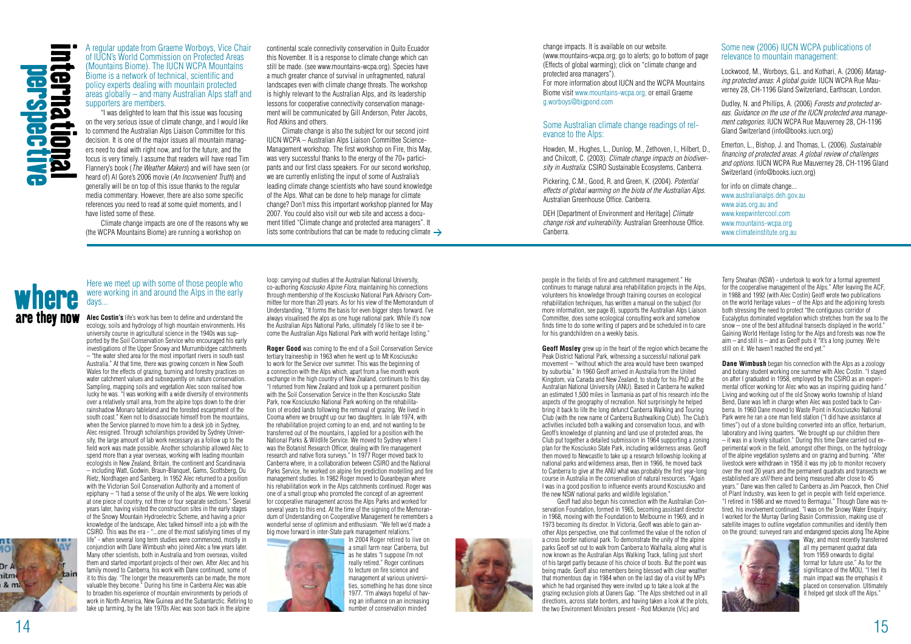# international perspective

A regular update from Graeme Worboys, Vice Chair of IUCN's World Commission on Protected Areas (Mountains Biome). The IUCN WCPA Mountains Biome is a network of technical, scientific and policy experts dealing with mountain protected areas globally – and many Australian Alps staff and supporters are members.

"I was delighted to learn that this issue was focusing on the very serious issue of climate change, and I would like to commend the Australian Alps Liaison Committee for this decision. It is one of the major issues all mountain managers need to deal with right now, and for the future, and the focus is very timely. I assume that readers will have read Tim Flannery's book (*The Weather Makers*) and will have seen (or heard of) Al Gore's 2006 movie (*An Inconvenient Truth*) and generally will be on top of this issue thanks to the regular media commentary. However, there are also some specific references you need to read at some quiet moments, and I have listed some of these.

Climate change impacts are one of the reasons why we (the WCPA Mountains Biome) are running a workshop on continental scale connectivity conservation in Quito Ecuador this November. It is a response to climate change which can still be made. (see www.mountains-wcpa.org). Species have a much greater chance of survival in unfragmented, natural landscapes even with climate change threats. The workshop is highly relevant to the Australian Alps, and its leadership lessons for cooperative connectivity conservation management will be communicated by Gill Anderson, Peter Jacobs, Rod Atkins and others.

Climate change is also the subject for our second joint IUCN WCPA – Australian Alps Liaison Committee Science-Management workshop. The first workshop on Fire, this May, was very successful thanks to the energy of the 70+ participants and our first class speakers. For our second workshop, we are currently enlisting the input of some of Australia's leading climate change scientists who have sound knowledge of the Alps. What can be done to help manage for climate change? Don't miss this important workshop planned for May 2007. You could also visit our web site and access a document titled "Climate change and protected area managers". It lists some contributions that can be made to reducing climate change impacts. It is available on our website. (www.mountains-wcpa.org; go to alerts; go to bottom of page (Effects of global warming); click on "climate change and protected area managers").

For more information about IUCN and the WCPA Mountains Biome visit www.mountains-wcpa.org, or email Graeme g.worboys@bigpond.com

## Some Australian climate change readings of relevance to the Alps:

Howden, M., Hughes, L., Dunlop, M., Zethoven, I., Hilbert, D., and Chilcott, C. (2003). *Climate change impacts on biodiversity in Australia*. CSIRO Sustainable Ecosystems, Canberra.

Pickering, C.M., Good, R. and Green, K. (2004). *Potential effects of global warming on the biota of the Australian Alps.* Australian Greenhouse Office. Canberra.

DEH [Department of Environment and Heritage] *Climate change risk and vulnerability*. Australian Greenhouse Office. Canberra.

## Some new (2006) IUCN WCPA publications of relevance to mountain management:

Lockwood, M., Worboys, G.L. and Kothari, A. (2006) *Managing protected areas: A global guide.* IUCN WCPA Rue Mauverney 28, CH-1196 Gland Switzerland, Earthscan, London.

Dudley, N. and Phillips, A. (2006) *Forests and protected areas. Guidance on the use of the IUCN protected area management categories.* IUCN WCPA Rue Mauverney 28, CH-1196 Gland Switzerland (info@books.iucn.org)

Emerton, L., Bishop, J. and Thomas, L. (2006). *Sustainable financing of protected areas. A global review of challenges and options.* IUCN WCPA Rue Mauverney 28, CH-1196 Gland Switzerland (info@books.iucn.org)

for info on climate change...
www.australianalps.deh.gov.au
www.aias.org.au and
www.keepwintercool.com
www.mountains-wcpa.org
www.climateinstitute.org.au

# where are they now

Here we meet up with some of those people who were working in and around the Alps in the early days...

**Alec Costin's** life's work has been to define and understand the ecology, soils and hydrology of high mountain environments. His university course in agricultural science in the 1940s was supported by the Soil Conservation Service who encouraged his early investigations of the Upper Snowy and Murrumbidgee catchments – "the water shed area for the most important rivers in south east Australia." At that time, there was growing concern in New South Wales for the effects of grazing, burning and forestry practices on water catchment values and subsequently on nature conservation. Sampling, mapping soils and vegetation Alec soon realised how lucky he was. "I was working with a wide diversity of environments over a relatively small area, from the alpine tops down to the drier rainshadow Monaro tableland and the forested escarpment of the south coast." Keen not to disassociate himself from the mountains, when the Service planned to move him to a desk job in Sydney, Alec resigned. Through scholarships provided by Sydney University, the large amount of lab work necessary as a follow up to the field work was made possible. Another scholarship allowed Alec to spend more than a year overseas, working with leading mountain ecologists in New Zealand, Britain, the continent and Scandinavia – including Watt, Godwin, Braun-Blanquet, Gams, Scottsberg, Du Rietz, Nordhagen and Sanberg. In 1952 Alec returned to a position with the Victorian Soil Conservation Authority and a moment of epiphany – "I had a sense of the unity of the alps. We were looking at one piece of country, not three or four separate sections." Several years later, having visited the construction sites in the early stages of the Snowy Mountain Hydroelectric Scheme, and having a prior knowledge of the landscape, Alec talked himself into a job with the CSIRO. This was the era - "...one of the most satisfying times of my life" - when several long term studies were commenced, mostly in conjunction with Dane Wimbush who joined Alec a few years later. Many other scientists, both in Australia and from overseas, visited them and started important projects of their own. After Alec and his family moved to Canberra, his work with Dane continued, some of it to this day. "The longer the measurements can be made, the more valuable they become." During his time in Canberra Alec was able to broaden his experience of mountain environments by periods of work in North America, New Guinea and the Subantarctic. Retiring to take up farming, by the late 1970s Alec was soon back in the alpine loop: carrying out studies at the Australian National University, co-authoring *Kosciusko Alpine Flora*, maintaining his connections through membership of the Kosciusko National Park Advisory Committee for more than 20 years. As for his view of the Memorandum of Understanding, "It forms the basis for even bigger steps forward. I've always visualised the alps as one huge national park. While it's now the Australian Alps National Parks, ultimately I'd like to see it become the Australian Alps National Park with world heritage listing."

**Roger Good** was coming to the end of a Soil Conservation Service tertiary traineeship in 1963 when he went up to Mt Kosciuszko to work for the Service over summer. This was the beginning of a connection with the Alps which, apart from a five month work exchange in the high country of New Zealand, continues to this day. "I returned from New Zealand and took up a permanent position with the Soil Conservation Service in the then Kosciuszko State Park, now Kosciuszko National Park working on the rehabilitation of eroded lands following the removal of grazing. We lived in Cooma where we brought up our two daughters. In late 1974, with the rehabilitation project coming to an end, and not wanting to be transferred out of the mountains, I applied for a position with the National Parks & Wildlife Service. We moved to Sydney where I was the Botanist Research Officer, dealing with fire management research and native flora surveys." In 1977 Roger moved back to Canberra where, in a collaboration between CSIRO and the National Parks Service, he worked on alpine fire prediction modelling and fire management studies. In 1982 Roger moved to Queanbeyan where his rehabilitation work in the Alps catchments continued. Roger was one of a small group who promoted the concept of an agreement for cooperative management across the Alps Parks and worked for several years to this end. At the time of the signing of the Memorandum of Understanding on Cooperative Management he remembers a wonderful sense of optimism and enthusiasm. "We felt we'd made a big move forward in inter-State park management relations."

In 2004 Roger retired to live on a small farm near Canberra, but as he states "I suppose I'm not really retired." Roger continues to lecture on fire science and management at various universities, something he has done since 1977. "I'm always hopeful of having an influence on an increasing number of conservation minded people in the fields of fire and catchment management." He continues to manage natural area rehabilitation projects in the Alps, volunteers his knowledge through training courses on ecological rehabilitation techniques, has written a manual on the subject (for more information, see page 8), supports the Australian Alps Liaison Committee, does some ecological consulting work and somehow finds time to do some writing of papers and be scheduled in to care for his grandchildren on a weekly basis.

**Geoff Mosley** grew up in the heart of the region which became the Peak District National Park, witnessing a successful national park movement – "without which the area would have been swamped by suburbia." In 1960 Geoff arrived in Australia from the United Kingdom, via Canada and New Zealand, to study for his PhD at the Australian National University (ANU). Based in Canberra he walked an estimated 1,500 miles in Tasmania as part of his research into the aspects of the geography of recreation. Not surprisingly he helped bring it back to life the long defunct Canberra Walking and Touring Club (with the new name of Canberra Bushwalking Club). The Club's activities included both a walking and conservation focus, and with Geoff's knowledge of planning and land use of protected areas, the Club put together a detailed submission in 1964 supporting a zoning plan for the Kosciusko State Park, including wilderness areas. Geoff then moved to Newcastle to take up a research fellowship looking at national parks and wilderness areas, then in 1966, he moved back to Canberra to give at the ANU what was probably the first year-long course in Australia in the conservation of natural resources. "Again I was in a good position to influence events around Kosciuszko and the new NSW national parks and wildlife legislation."

Geoff had also begun his connection with the Australian Conservation Foundation, formed in 1965, becoming assistant director in 1968, moving with the Foundation to Melbourne in 1969, and in 1973 becoming its director. In Victoria, Geoff was able to gain another Alps perspective, one that confirmed the value of the notion of a cross border national park. To demonstrate the unity of the alpine parks Geoff set out to walk from Canberra to Walhalla, along what is now known as the Australian Alps Walking Track, falling just short of his target partly because of his choice of boots. But the point was being made. Geoff also remembers being blessed with clear weather that momentous day in 1984 when on the last day of a visit by MPs which he had organised they were invited up to take a look at the grazing exclusion plots at Daners Gap. "The Alps stretched out in all directions, across state borders, and having taken a look at the plots, the two Environment Ministers present - Rod Mckenzie (Vic) and Terry Sheahan (NSW) - undertook to work for a formal agreement for the cooperative management of the Alps." After leaving the ACF, in 1988 and 1992 (with Alec Costin) Geoff wrote two publications on the world heritage values – of the Alps and the adjoining forests both stressing the need to protect "the contiguous corridor of Eucalyptus dominated vegetation which stretches from the sea to the snow – one of the best altitudinal transects displayed in the world." Gaining World Heritage listing for the Alps and forests was now the aim – and still is – and as Geoff puts it "It's a long journey. We're still on it. We haven't reached the end yet."

**Dane Wimbush** began his connection with the Alps as a zoology and botany student working one summer with Alec Costin. "I stayed on after I graduated in 1958, employed by the CSIRO as an experimental officer working for Alec who was an inspiring guiding hand." Living and working out of the old Snowy works township of Island Bend, Dane was left in charge when Alec was posted back to Canberra. In 1960 Dane moved to Waste Point in Kosciuszko National Park were he ran a one man field station ("I did have assistance at times") out of a stone building converted into an office, herbarium, laboratory and living quarters. "We brought up our children there – it was in a lovely situation." During this time Dane carried out experimental work in the field, amongst other things, on the hydrology of the alpine vegetation systems and on grazing and burning. "After livestock were withdrawn in 1958 it was my job to monitor recovery over the next 20 years and the permanent quadrats and transects we established are *still* there and being measured after close to 45 years." Dane was then called to Canberra as Jim Peacock, then Chief of Plant Industry, was keen to get in people with field experience. "I retired in 1986 and we moved to Bermagui." Though Dane was retired, his involvement continued. "I was on the Snowy Water Enquiry; I worked for the Murray Darling Basin Commission, making use of satellite images to outline vegetation communities and identify them on the ground; surveyed rare and endangered species along The Alpine Way; and most recently transferred all my permanent quadrat data from 1959 onwards to digital format for future use." As for the significance of the MOU, "I feel its main impact was the emphasis it placed on conservation. Ultimately it helped get stock off the Alps."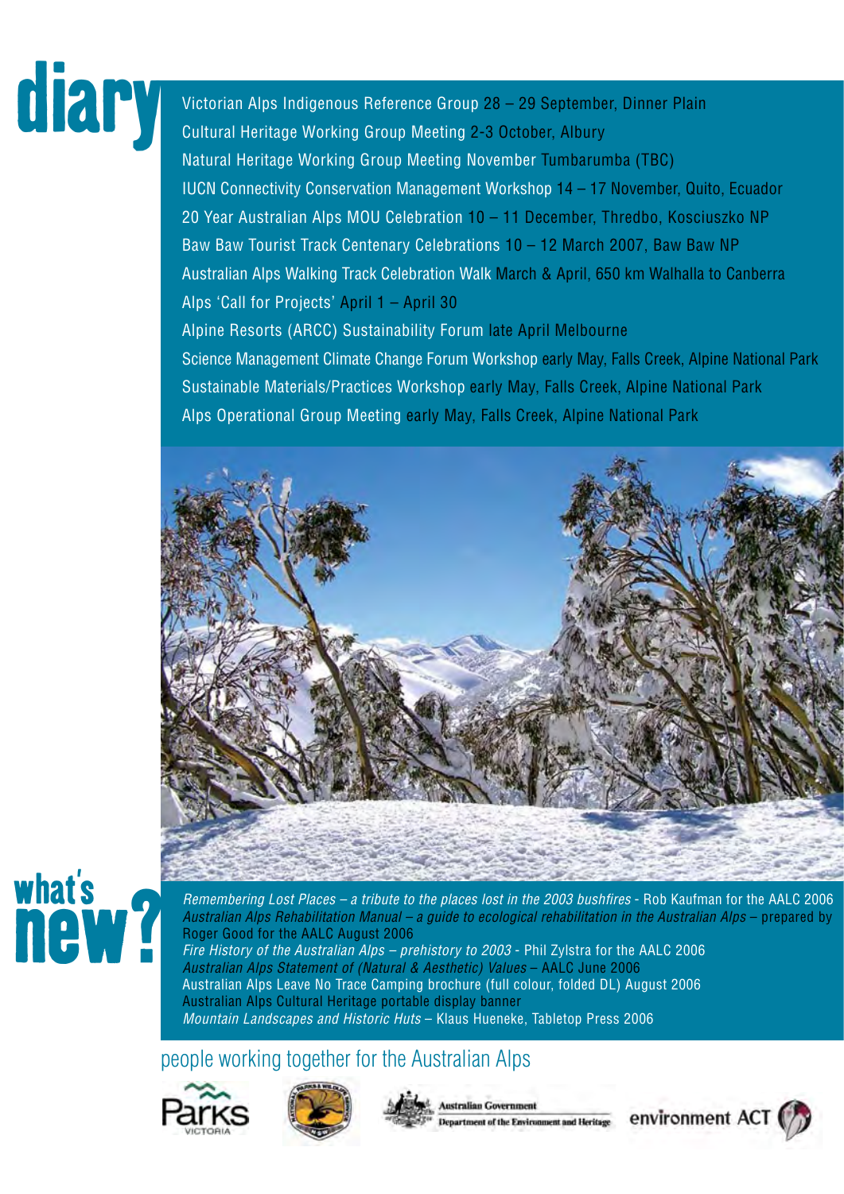# diary

Victorian Alps Indigenous Reference Group 28 – 29 September, Dinner Plain

Cultural Heritage Working Group Meeting 2-3 October, Albury

Natural Heritage Working Group Meeting November Tumbarumba (TBC)

IUCN Connectivity Conservation Management Workshop 14 – 17 November, Quito, Ecuador

20 Year Australian Alps MOU Celebration 10 – 11 December, Thredbo, Kosciuszko NP

Baw Baw Tourist Track Centenary Celebrations 10 – 12 March 2007, Baw Baw NP

Australian Alps Walking Track Celebration Walk March & April, 650 km Walhalla to Canberra

Alps 'Call for Projects' April 1 – April 30

Alpine Resorts (ARCC) Sustainability Forum late April Melbourne

Science Management Climate Change Forum Workshop early May, Falls Creek, Alpine National Park

Sustainable Materials/Practices Workshop early May, Falls Creek, Alpine National Park

Alps Operational Group Meeting early May, Falls Creek, Alpine National Park

# what's new?

*Remembering Lost Places – a tribute to the places lost in the 2003 bushfires* - Rob Kaufman for the AALC 2006

*Australian Alps Rehabilitation Manual – a guide to ecological rehabilitation in the Australian Alps* – prepared by Roger Good for the AALC August 2006

*Fire History of the Australian Alps – prehistory to 2003* - Phil Zylstra for the AALC 2006

*Australian Alps Statement of (Natural & Aesthetic) Values* – AALC June 2006

Australian Alps Leave No Trace Camping brochure (full colour, folded DL) August 2006

Australian Alps Cultural Heritage portable display banner

*Mountain Landscapes and Historic Huts* – Klaus Hueneke, Tabletop Press 2006

people working together for the Australian Alps

Parks Victoria | Australian Government Department of the Environment and Heritage | environment ACT